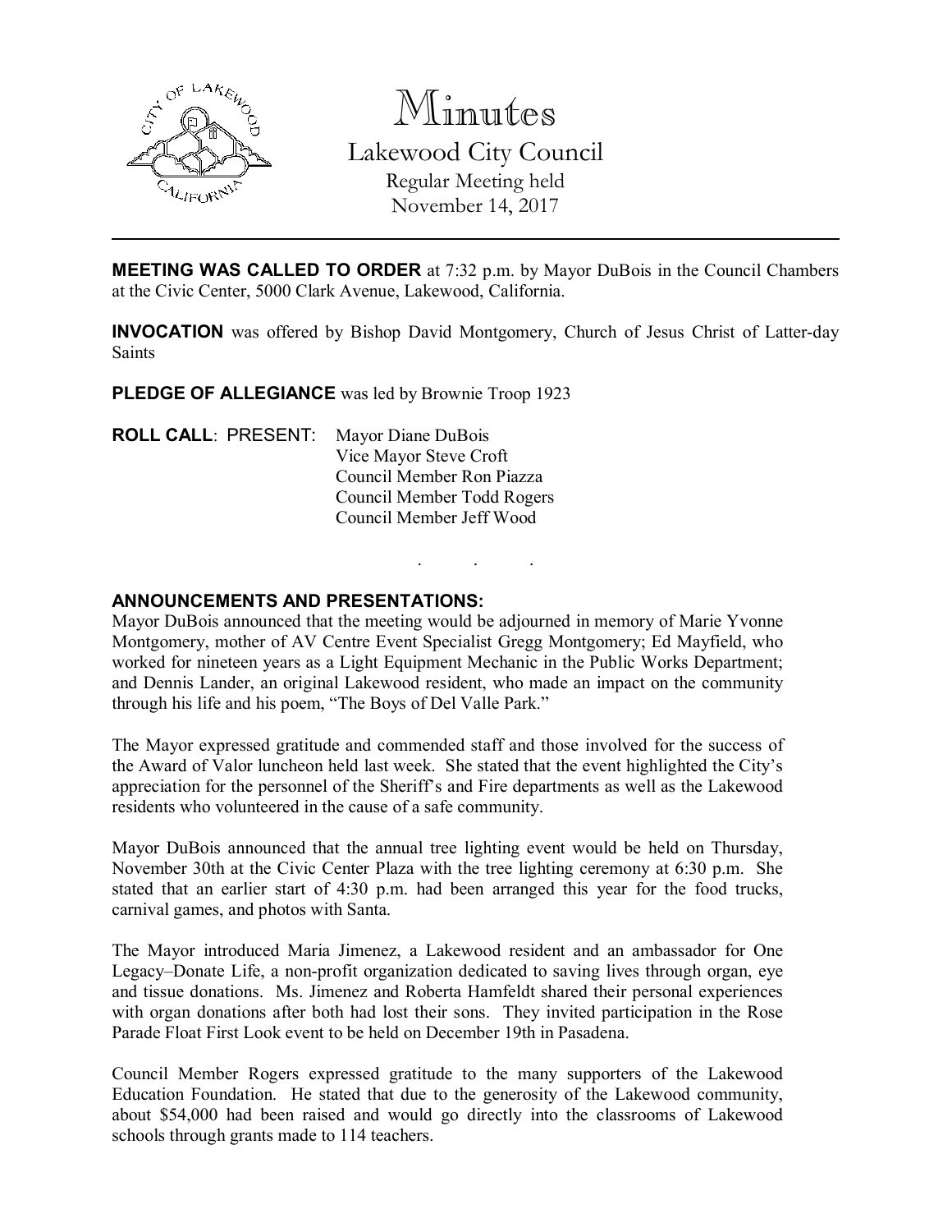# Minutes

## Lakewood City Council

Regular Meeting held
November 14, 2017

---

**MEETING WAS CALLED TO ORDER** at 7:32 p.m. by Mayor DuBois in the Council Chambers at the Civic Center, 5000 Clark Avenue, Lakewood, California.

**INVOCATION** was offered by Bishop David Montgomery, Church of Jesus Christ of Latter-day Saints

**PLEDGE OF ALLEGIANCE** was led by Brownie Troop 1923

**ROLL CALL**: PRESENT:
Mayor Diane DuBois
Vice Mayor Steve Croft
Council Member Ron Piazza
Council Member Todd Rogers
Council Member Jeff Wood

. . .

**ANNOUNCEMENTS AND PRESENTATIONS:**

Mayor DuBois announced that the meeting would be adjourned in memory of Marie Yvonne Montgomery, mother of AV Centre Event Specialist Gregg Montgomery; Ed Mayfield, who worked for nineteen years as a Light Equipment Mechanic in the Public Works Department; and Dennis Lander, an original Lakewood resident, who made an impact on the community through his life and his poem, "The Boys of Del Valle Park."

The Mayor expressed gratitude and commended staff and those involved for the success of the Award of Valor luncheon held last week. She stated that the event highlighted the City's appreciation for the personnel of the Sheriff's and Fire departments as well as the Lakewood residents who volunteered in the cause of a safe community.

Mayor DuBois announced that the annual tree lighting event would be held on Thursday, November 30th at the Civic Center Plaza with the tree lighting ceremony at 6:30 p.m. She stated that an earlier start of 4:30 p.m. had been arranged this year for the food trucks, carnival games, and photos with Santa.

The Mayor introduced Maria Jimenez, a Lakewood resident and an ambassador for One Legacy–Donate Life, a non-profit organization dedicated to saving lives through organ, eye and tissue donations. Ms. Jimenez and Roberta Hamfeldt shared their personal experiences with organ donations after both had lost their sons. They invited participation in the Rose Parade Float First Look event to be held on December 19th in Pasadena.

Council Member Rogers expressed gratitude to the many supporters of the Lakewood Education Foundation. He stated that due to the generosity of the Lakewood community, about $54,000 had been raised and would go directly into the classrooms of Lakewood schools through grants made to 114 teachers.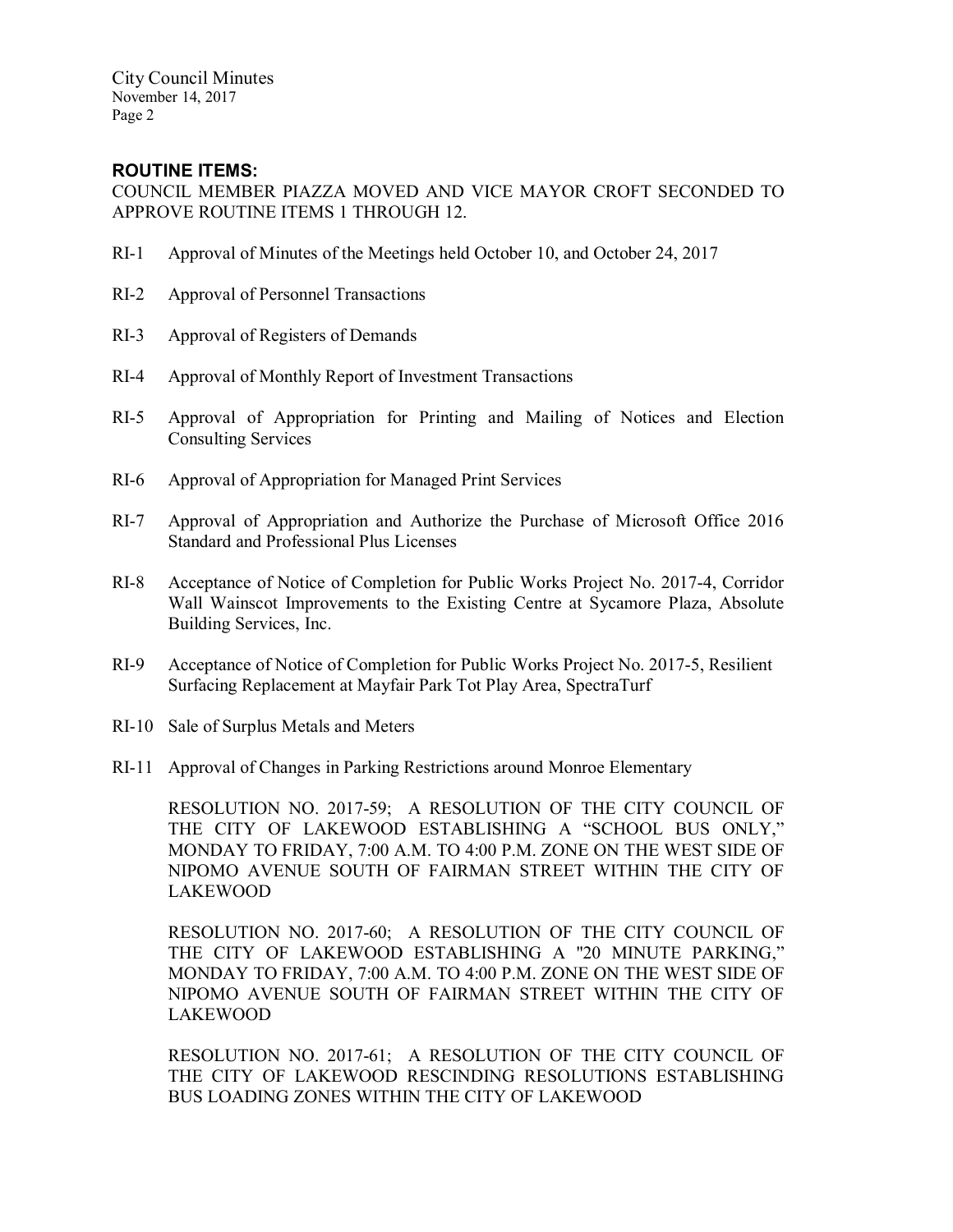## ROUTINE ITEMS:

COUNCIL MEMBER PIAZZA MOVED AND VICE MAYOR CROFT SECONDED TO APPROVE ROUTINE ITEMS 1 THROUGH 12.

RI-1 Approval of Minutes of the Meetings held October 10, and October 24, 2017

RI-2 Approval of Personnel Transactions

RI-3 Approval of Registers of Demands

RI-4 Approval of Monthly Report of Investment Transactions

RI-5 Approval of Appropriation for Printing and Mailing of Notices and Election Consulting Services

RI-6 Approval of Appropriation for Managed Print Services

RI-7 Approval of Appropriation and Authorize the Purchase of Microsoft Office 2016 Standard and Professional Plus Licenses

RI-8 Acceptance of Notice of Completion for Public Works Project No. 2017-4, Corridor Wall Wainscot Improvements to the Existing Centre at Sycamore Plaza, Absolute Building Services, Inc.

RI-9 Acceptance of Notice of Completion for Public Works Project No. 2017-5, Resilient Surfacing Replacement at Mayfair Park Tot Play Area, SpectraTurf

RI-10 Sale of Surplus Metals and Meters

RI-11 Approval of Changes in Parking Restrictions around Monroe Elementary

RESOLUTION NO. 2017-59; A RESOLUTION OF THE CITY COUNCIL OF THE CITY OF LAKEWOOD ESTABLISHING A "SCHOOL BUS ONLY," MONDAY TO FRIDAY, 7:00 A.M. TO 4:00 P.M. ZONE ON THE WEST SIDE OF NIPOMO AVENUE SOUTH OF FAIRMAN STREET WITHIN THE CITY OF LAKEWOOD

RESOLUTION NO. 2017-60; A RESOLUTION OF THE CITY COUNCIL OF THE CITY OF LAKEWOOD ESTABLISHING A "20 MINUTE PARKING," MONDAY TO FRIDAY, 7:00 A.M. TO 4:00 P.M. ZONE ON THE WEST SIDE OF NIPOMO AVENUE SOUTH OF FAIRMAN STREET WITHIN THE CITY OF LAKEWOOD

RESOLUTION NO. 2017-61; A RESOLUTION OF THE CITY COUNCIL OF THE CITY OF LAKEWOOD RESCINDING RESOLUTIONS ESTABLISHING BUS LOADING ZONES WITHIN THE CITY OF LAKEWOOD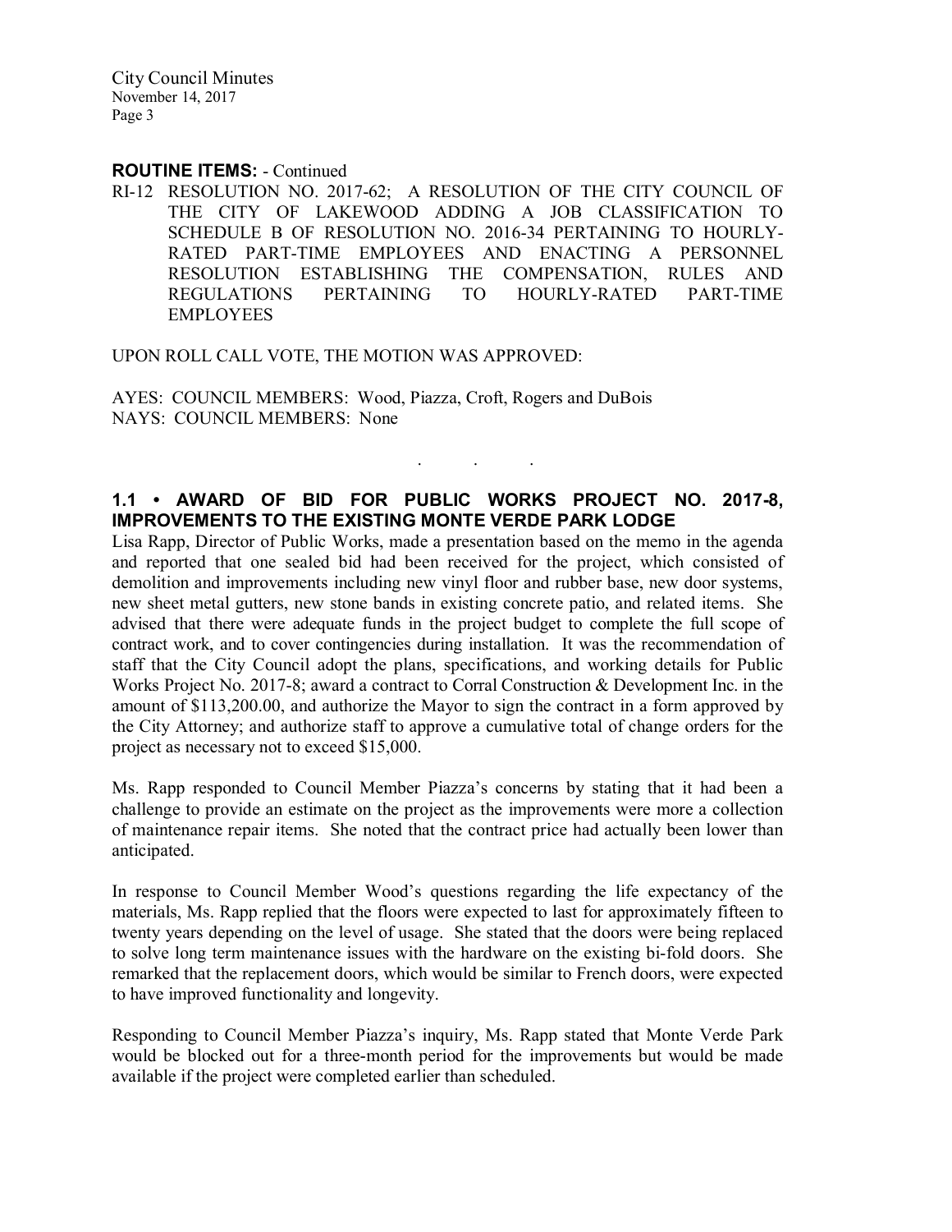**ROUTINE ITEMS:** - Continued

RI-12 RESOLUTION NO. 2017-62; A RESOLUTION OF THE CITY COUNCIL OF THE CITY OF LAKEWOOD ADDING A JOB CLASSIFICATION TO SCHEDULE B OF RESOLUTION NO. 2016-34 PERTAINING TO HOURLY-RATED PART-TIME EMPLOYEES AND ENACTING A PERSONNEL RESOLUTION ESTABLISHING THE COMPENSATION, RULES AND REGULATIONS PERTAINING TO HOURLY-RATED PART-TIME EMPLOYEES

UPON ROLL CALL VOTE, THE MOTION WAS APPROVED:

AYES: COUNCIL MEMBERS: Wood, Piazza, Croft, Rogers and DuBois
NAYS: COUNCIL MEMBERS: None

. . .

### 1.1 • AWARD OF BID FOR PUBLIC WORKS PROJECT NO. 2017-8, IMPROVEMENTS TO THE EXISTING MONTE VERDE PARK LODGE

Lisa Rapp, Director of Public Works, made a presentation based on the memo in the agenda and reported that one sealed bid had been received for the project, which consisted of demolition and improvements including new vinyl floor and rubber base, new door systems, new sheet metal gutters, new stone bands in existing concrete patio, and related items. She advised that there were adequate funds in the project budget to complete the full scope of contract work, and to cover contingencies during installation. It was the recommendation of staff that the City Council adopt the plans, specifications, and working details for Public Works Project No. 2017-8; award a contract to Corral Construction & Development Inc. in the amount of $113,200.00, and authorize the Mayor to sign the contract in a form approved by the City Attorney; and authorize staff to approve a cumulative total of change orders for the project as necessary not to exceed $15,000.

Ms. Rapp responded to Council Member Piazza's concerns by stating that it had been a challenge to provide an estimate on the project as the improvements were more a collection of maintenance repair items. She noted that the contract price had actually been lower than anticipated.

In response to Council Member Wood's questions regarding the life expectancy of the materials, Ms. Rapp replied that the floors were expected to last for approximately fifteen to twenty years depending on the level of usage. She stated that the doors were being replaced to solve long term maintenance issues with the hardware on the existing bi-fold doors. She remarked that the replacement doors, which would be similar to French doors, were expected to have improved functionality and longevity.

Responding to Council Member Piazza's inquiry, Ms. Rapp stated that Monte Verde Park would be blocked out for a three-month period for the improvements but would be made available if the project were completed earlier than scheduled.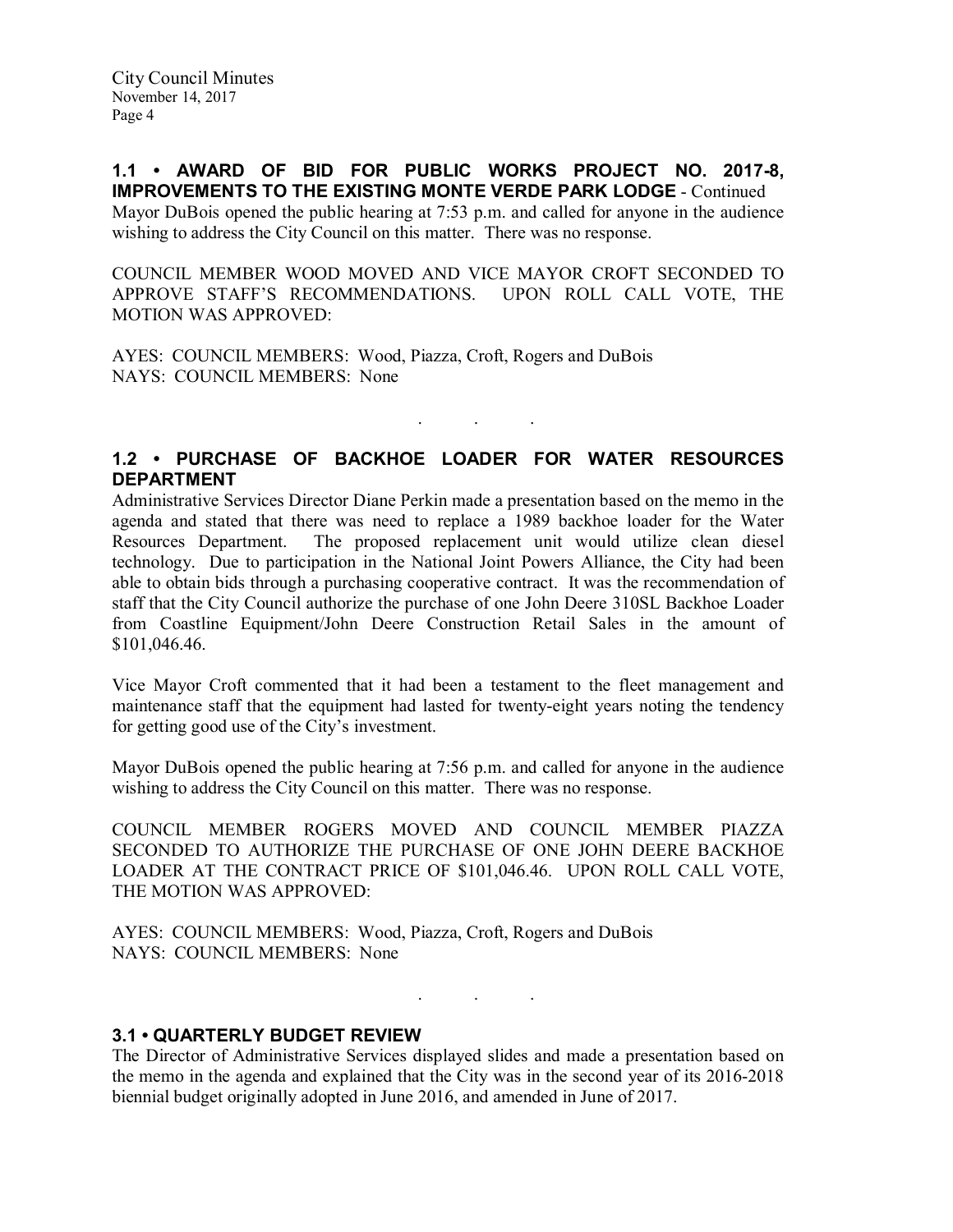**1.1 • AWARD OF BID FOR PUBLIC WORKS PROJECT NO. 2017-8, IMPROVEMENTS TO THE EXISTING MONTE VERDE PARK LODGE** - Continued

Mayor DuBois opened the public hearing at 7:53 p.m. and called for anyone in the audience wishing to address the City Council on this matter. There was no response.

COUNCIL MEMBER WOOD MOVED AND VICE MAYOR CROFT SECONDED TO APPROVE STAFF'S RECOMMENDATIONS. UPON ROLL CALL VOTE, THE MOTION WAS APPROVED:

AYES: COUNCIL MEMBERS: Wood, Piazza, Croft, Rogers and DuBois
NAYS: COUNCIL MEMBERS: None

. . .

**1.2 • PURCHASE OF BACKHOE LOADER FOR WATER RESOURCES DEPARTMENT**

Administrative Services Director Diane Perkin made a presentation based on the memo in the agenda and stated that there was need to replace a 1989 backhoe loader for the Water Resources Department. The proposed replacement unit would utilize clean diesel technology. Due to participation in the National Joint Powers Alliance, the City had been able to obtain bids through a purchasing cooperative contract. It was the recommendation of staff that the City Council authorize the purchase of one John Deere 310SL Backhoe Loader from Coastline Equipment/John Deere Construction Retail Sales in the amount of $101,046.46.

Vice Mayor Croft commented that it had been a testament to the fleet management and maintenance staff that the equipment had lasted for twenty-eight years noting the tendency for getting good use of the City's investment.

Mayor DuBois opened the public hearing at 7:56 p.m. and called for anyone in the audience wishing to address the City Council on this matter. There was no response.

COUNCIL MEMBER ROGERS MOVED AND COUNCIL MEMBER PIAZZA SECONDED TO AUTHORIZE THE PURCHASE OF ONE JOHN DEERE BACKHOE LOADER AT THE CONTRACT PRICE OF $101,046.46. UPON ROLL CALL VOTE, THE MOTION WAS APPROVED:

AYES: COUNCIL MEMBERS: Wood, Piazza, Croft, Rogers and DuBois
NAYS: COUNCIL MEMBERS: None

. . .

**3.1 • QUARTERLY BUDGET REVIEW**

The Director of Administrative Services displayed slides and made a presentation based on the memo in the agenda and explained that the City was in the second year of its 2016-2018 biennial budget originally adopted in June 2016, and amended in June of 2017.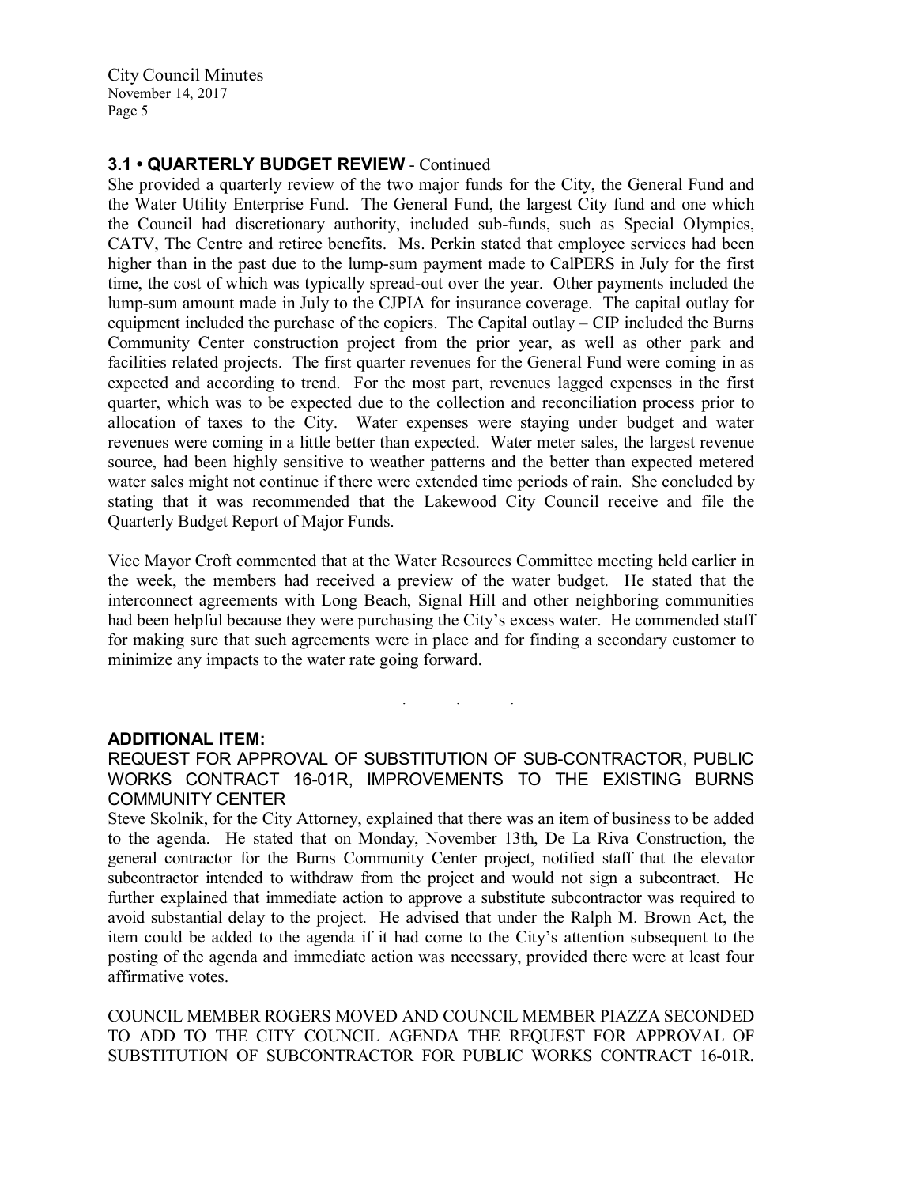### 3.1 • QUARTERLY BUDGET REVIEW - Continued

She provided a quarterly review of the two major funds for the City, the General Fund and the Water Utility Enterprise Fund. The General Fund, the largest City fund and one which the Council had discretionary authority, included sub-funds, such as Special Olympics, CATV, The Centre and retiree benefits. Ms. Perkin stated that employee services had been higher than in the past due to the lump-sum payment made to CalPERS in July for the first time, the cost of which was typically spread-out over the year. Other payments included the lump-sum amount made in July to the CJPIA for insurance coverage. The capital outlay for equipment included the purchase of the copiers. The Capital outlay – CIP included the Burns Community Center construction project from the prior year, as well as other park and facilities related projects. The first quarter revenues for the General Fund were coming in as expected and according to trend. For the most part, revenues lagged expenses in the first quarter, which was to be expected due to the collection and reconciliation process prior to allocation of taxes to the City. Water expenses were staying under budget and water revenues were coming in a little better than expected. Water meter sales, the largest revenue source, had been highly sensitive to weather patterns and the better than expected metered water sales might not continue if there were extended time periods of rain. She concluded by stating that it was recommended that the Lakewood City Council receive and file the Quarterly Budget Report of Major Funds.

Vice Mayor Croft commented that at the Water Resources Committee meeting held earlier in the week, the members had received a preview of the water budget. He stated that the interconnect agreements with Long Beach, Signal Hill and other neighboring communities had been helpful because they were purchasing the City's excess water. He commended staff for making sure that such agreements were in place and for finding a secondary customer to minimize any impacts to the water rate going forward.

. . .

### ADDITIONAL ITEM:

REQUEST FOR APPROVAL OF SUBSTITUTION OF SUB-CONTRACTOR, PUBLIC WORKS CONTRACT 16-01R, IMPROVEMENTS TO THE EXISTING BURNS COMMUNITY CENTER

Steve Skolnik, for the City Attorney, explained that there was an item of business to be added to the agenda. He stated that on Monday, November 13th, De La Riva Construction, the general contractor for the Burns Community Center project, notified staff that the elevator subcontractor intended to withdraw from the project and would not sign a subcontract. He further explained that immediate action to approve a substitute subcontractor was required to avoid substantial delay to the project. He advised that under the Ralph M. Brown Act, the item could be added to the agenda if it had come to the City's attention subsequent to the posting of the agenda and immediate action was necessary, provided there were at least four affirmative votes.

COUNCIL MEMBER ROGERS MOVED AND COUNCIL MEMBER PIAZZA SECONDED TO ADD TO THE CITY COUNCIL AGENDA THE REQUEST FOR APPROVAL OF SUBSTITUTION OF SUBCONTRACTOR FOR PUBLIC WORKS CONTRACT 16-01R.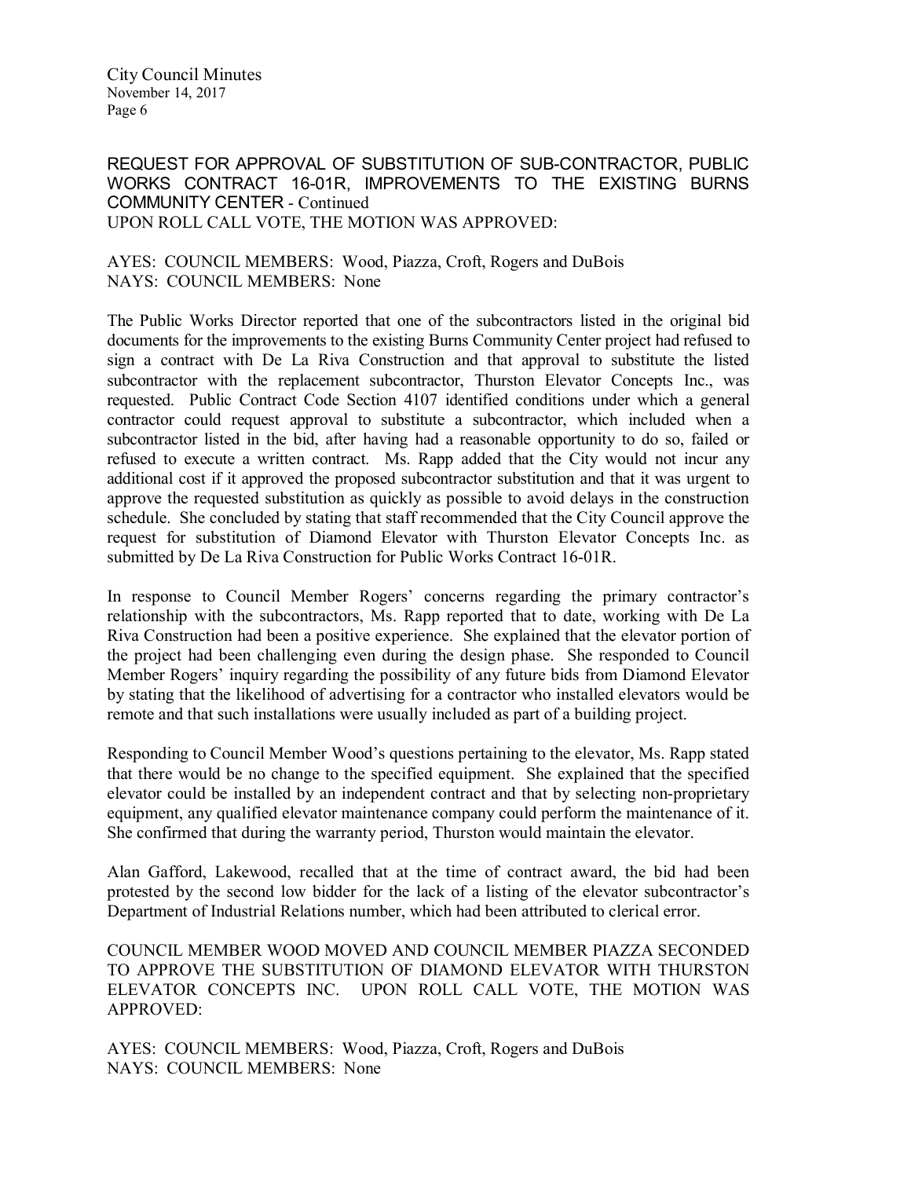REQUEST FOR APPROVAL OF SUBSTITUTION OF SUB-CONTRACTOR, PUBLIC WORKS CONTRACT 16-01R, IMPROVEMENTS TO THE EXISTING BURNS COMMUNITY CENTER - Continued
UPON ROLL CALL VOTE, THE MOTION WAS APPROVED:

AYES: COUNCIL MEMBERS: Wood, Piazza, Croft, Rogers and DuBois
NAYS: COUNCIL MEMBERS: None

The Public Works Director reported that one of the subcontractors listed in the original bid documents for the improvements to the existing Burns Community Center project had refused to sign a contract with De La Riva Construction and that approval to substitute the listed subcontractor with the replacement subcontractor, Thurston Elevator Concepts Inc., was requested. Public Contract Code Section 4107 identified conditions under which a general contractor could request approval to substitute a subcontractor, which included when a subcontractor listed in the bid, after having had a reasonable opportunity to do so, failed or refused to execute a written contract. Ms. Rapp added that the City would not incur any additional cost if it approved the proposed subcontractor substitution and that it was urgent to approve the requested substitution as quickly as possible to avoid delays in the construction schedule. She concluded by stating that staff recommended that the City Council approve the request for substitution of Diamond Elevator with Thurston Elevator Concepts Inc. as submitted by De La Riva Construction for Public Works Contract 16-01R.

In response to Council Member Rogers' concerns regarding the primary contractor's relationship with the subcontractors, Ms. Rapp reported that to date, working with De La Riva Construction had been a positive experience. She explained that the elevator portion of the project had been challenging even during the design phase. She responded to Council Member Rogers' inquiry regarding the possibility of any future bids from Diamond Elevator by stating that the likelihood of advertising for a contractor who installed elevators would be remote and that such installations were usually included as part of a building project.

Responding to Council Member Wood's questions pertaining to the elevator, Ms. Rapp stated that there would be no change to the specified equipment. She explained that the specified elevator could be installed by an independent contract and that by selecting non-proprietary equipment, any qualified elevator maintenance company could perform the maintenance of it. She confirmed that during the warranty period, Thurston would maintain the elevator.

Alan Gafford, Lakewood, recalled that at the time of contract award, the bid had been protested by the second low bidder for the lack of a listing of the elevator subcontractor's Department of Industrial Relations number, which had been attributed to clerical error.

COUNCIL MEMBER WOOD MOVED AND COUNCIL MEMBER PIAZZA SECONDED TO APPROVE THE SUBSTITUTION OF DIAMOND ELEVATOR WITH THURSTON ELEVATOR CONCEPTS INC. UPON ROLL CALL VOTE, THE MOTION WAS APPROVED:

AYES: COUNCIL MEMBERS: Wood, Piazza, Croft, Rogers and DuBois
NAYS: COUNCIL MEMBERS: None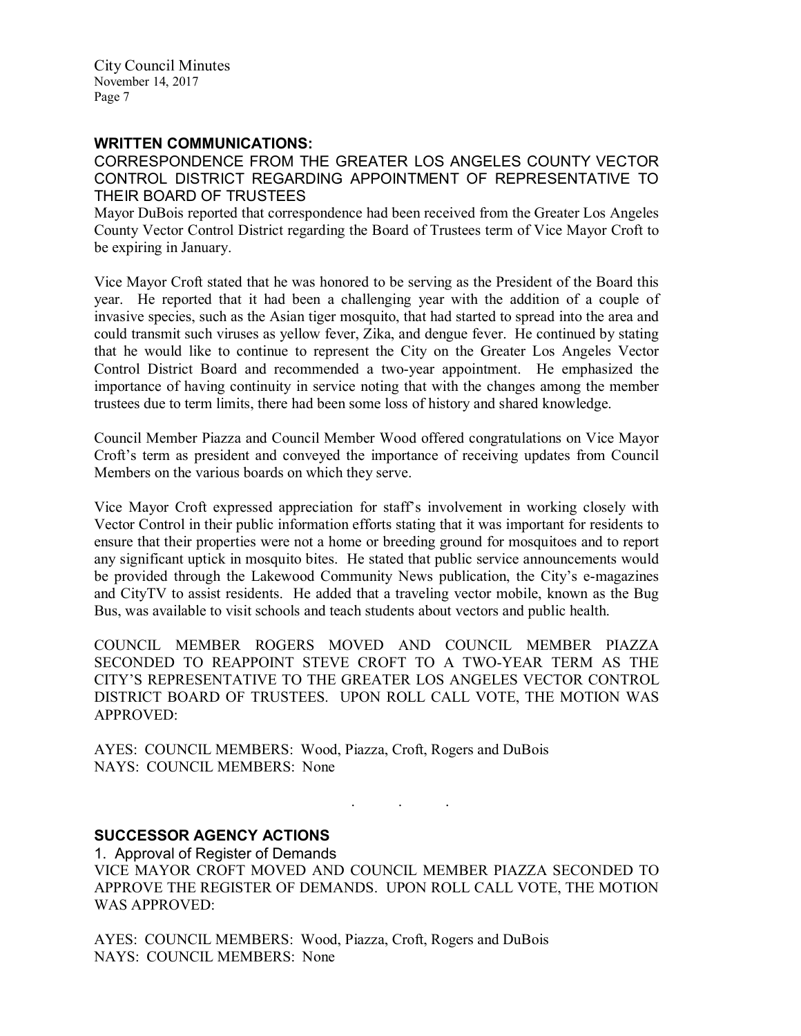## WRITTEN COMMUNICATIONS:

CORRESPONDENCE FROM THE GREATER LOS ANGELES COUNTY VECTOR CONTROL DISTRICT REGARDING APPOINTMENT OF REPRESENTATIVE TO THEIR BOARD OF TRUSTEES

Mayor DuBois reported that correspondence had been received from the Greater Los Angeles County Vector Control District regarding the Board of Trustees term of Vice Mayor Croft to be expiring in January.

Vice Mayor Croft stated that he was honored to be serving as the President of the Board this year. He reported that it had been a challenging year with the addition of a couple of invasive species, such as the Asian tiger mosquito, that had started to spread into the area and could transmit such viruses as yellow fever, Zika, and dengue fever. He continued by stating that he would like to continue to represent the City on the Greater Los Angeles Vector Control District Board and recommended a two-year appointment. He emphasized the importance of having continuity in service noting that with the changes among the member trustees due to term limits, there had been some loss of history and shared knowledge.

Council Member Piazza and Council Member Wood offered congratulations on Vice Mayor Croft's term as president and conveyed the importance of receiving updates from Council Members on the various boards on which they serve.

Vice Mayor Croft expressed appreciation for staff's involvement in working closely with Vector Control in their public information efforts stating that it was important for residents to ensure that their properties were not a home or breeding ground for mosquitoes and to report any significant uptick in mosquito bites. He stated that public service announcements would be provided through the Lakewood Community News publication, the City's e-magazines and CityTV to assist residents. He added that a traveling vector mobile, known as the Bug Bus, was available to visit schools and teach students about vectors and public health.

COUNCIL MEMBER ROGERS MOVED AND COUNCIL MEMBER PIAZZA SECONDED TO REAPPOINT STEVE CROFT TO A TWO-YEAR TERM AS THE CITY'S REPRESENTATIVE TO THE GREATER LOS ANGELES VECTOR CONTROL DISTRICT BOARD OF TRUSTEES. UPON ROLL CALL VOTE, THE MOTION WAS APPROVED:

AYES: COUNCIL MEMBERS: Wood, Piazza, Croft, Rogers and DuBois
NAYS: COUNCIL MEMBERS: None

. . .

## SUCCESSOR AGENCY ACTIONS

1. Approval of Register of Demands

VICE MAYOR CROFT MOVED AND COUNCIL MEMBER PIAZZA SECONDED TO APPROVE THE REGISTER OF DEMANDS. UPON ROLL CALL VOTE, THE MOTION WAS APPROVED:

AYES: COUNCIL MEMBERS: Wood, Piazza, Croft, Rogers and DuBois
NAYS: COUNCIL MEMBERS: None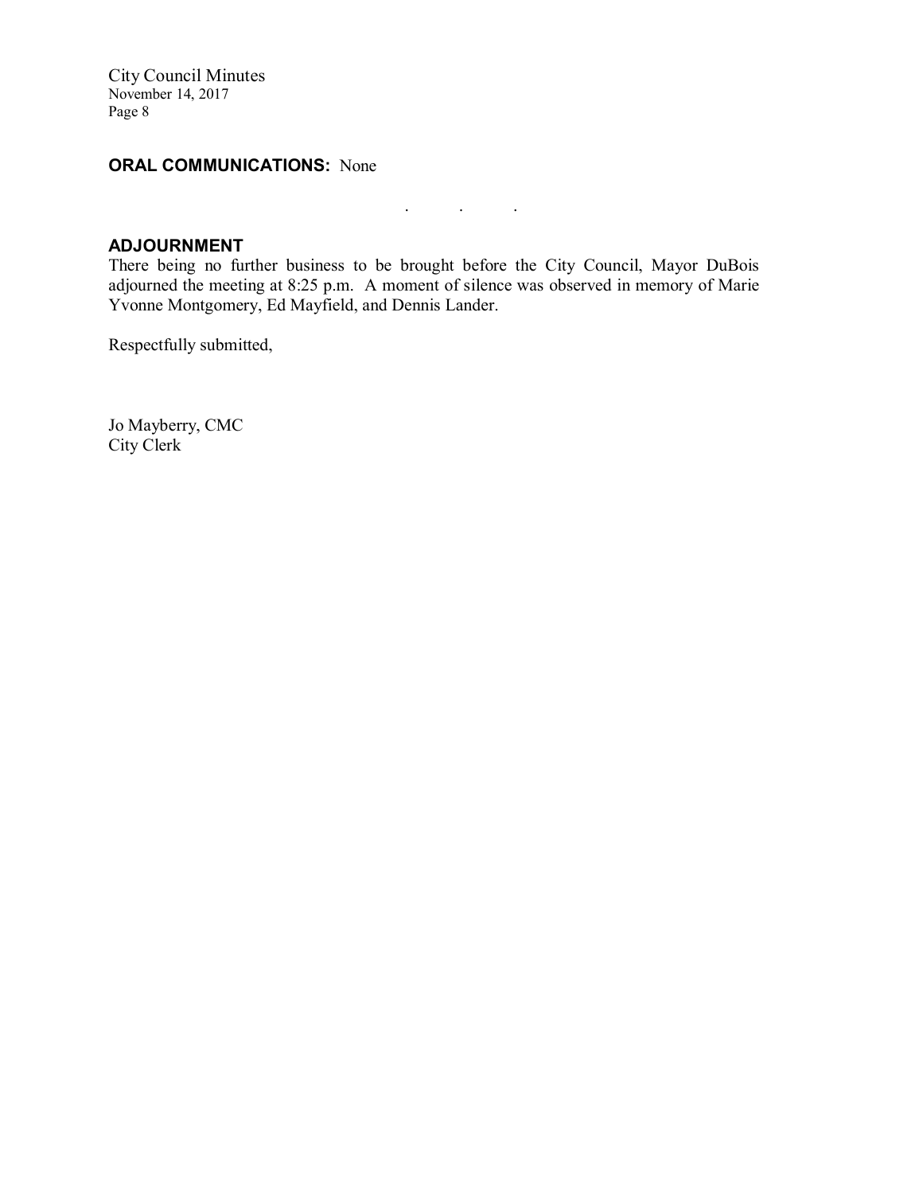**ORAL COMMUNICATIONS:** None

. . .

**ADJOURNMENT**

There being no further business to be brought before the City Council, Mayor DuBois adjourned the meeting at 8:25 p.m. A moment of silence was observed in memory of Marie Yvonne Montgomery, Ed Mayfield, and Dennis Lander.

Respectfully submitted,

Jo Mayberry, CMC
City Clerk